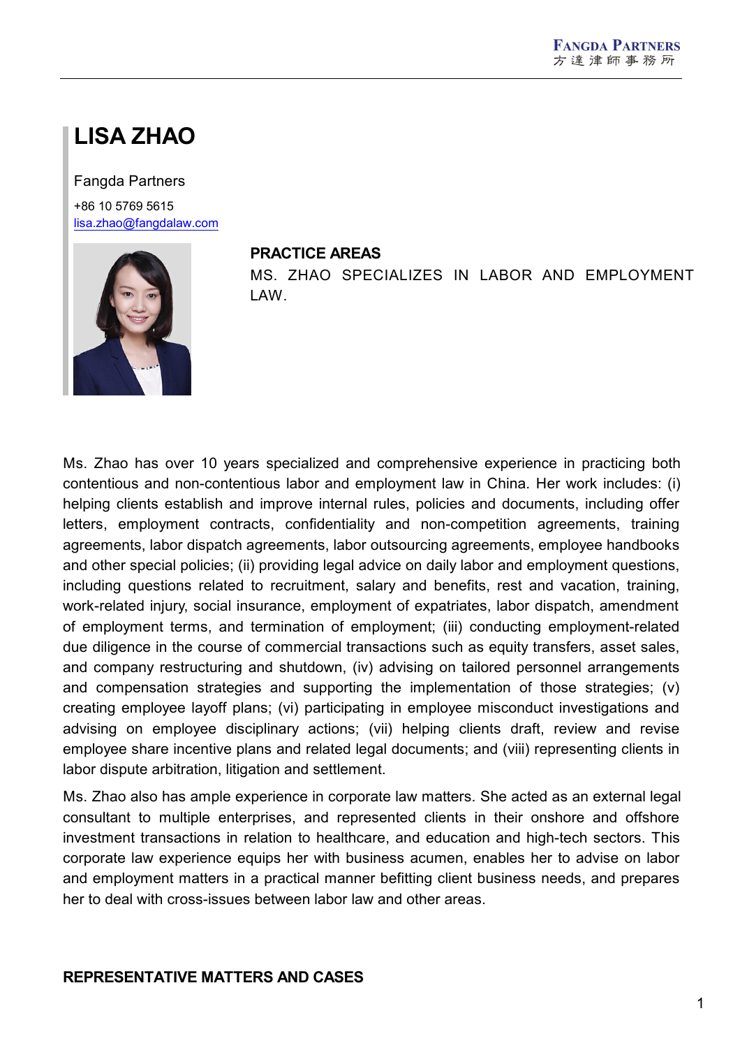# LISA ZHAO

Fangda Partners

+86 10 5769 5615

lisa.zhao@fangdalaw.com

## PRACTICE AREAS

MS. ZHAO SPECIALIZES IN LABOR AND EMPLOYMENT LAW.

Ms. Zhao has over 10 years specialized and comprehensive experience in practicing both contentious and non-contentious labor and employment law in China. Her work includes: (i) helping clients establish and improve internal rules, policies and documents, including offer letters, employment contracts, confidentiality and non-competition agreements, training agreements, labor dispatch agreements, labor outsourcing agreements, employee handbooks and other special policies; (ii) providing legal advice on daily labor and employment questions, including questions related to recruitment, salary and benefits, rest and vacation, training, work-related injury, social insurance, employment of expatriates, labor dispatch, amendment of employment terms, and termination of employment; (iii) conducting employment-related due diligence in the course of commercial transactions such as equity transfers, asset sales, and company restructuring and shutdown, (iv) advising on tailored personnel arrangements and compensation strategies and supporting the implementation of those strategies; (v) creating employee layoff plans; (vi) participating in employee misconduct investigations and advising on employee disciplinary actions; (vii) helping clients draft, review and revise employee share incentive plans and related legal documents; and (viii) representing clients in labor dispute arbitration, litigation and settlement.

Ms. Zhao also has ample experience in corporate law matters. She acted as an external legal consultant to multiple enterprises, and represented clients in their onshore and offshore investment transactions in relation to healthcare, and education and high-tech sectors. This corporate law experience equips her with business acumen, enables her to advise on labor and employment matters in a practical manner befitting client business needs, and prepares her to deal with cross-issues between labor law and other areas.

## REPRESENTATIVE MATTERS AND CASES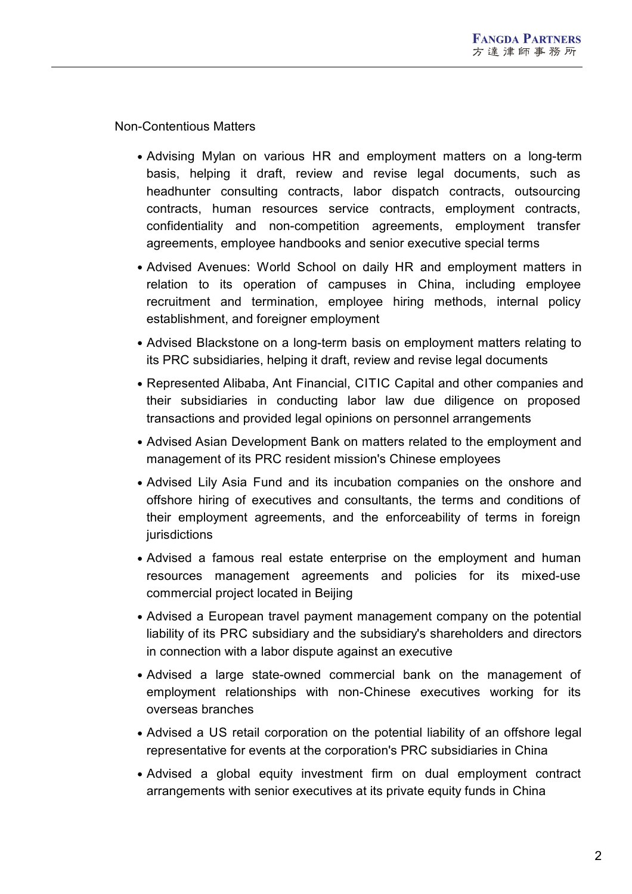Non-Contentious Matters

- Advising Mylan on various HR and employment matters on a long-term basis, helping it draft, review and revise legal documents, such as headhunter consulting contracts, labor dispatch contracts, outsourcing contracts, human resources service contracts, employment contracts, confidentiality and non-competition agreements, employment transfer agreements, employee handbooks and senior executive special terms
- Advised Avenues: World School on daily HR and employment matters in relation to its operation of campuses in China, including employee recruitment and termination, employee hiring methods, internal policy establishment, and foreigner employment
- Advised Blackstone on a long-term basis on employment matters relating to its PRC subsidiaries, helping it draft, review and revise legal documents
- Represented Alibaba, Ant Financial, CITIC Capital and other companies and their subsidiaries in conducting labor law due diligence on proposed transactions and provided legal opinions on personnel arrangements
- Advised Asian Development Bank on matters related to the employment and management of its PRC resident mission's Chinese employees
- Advised Lily Asia Fund and its incubation companies on the onshore and offshore hiring of executives and consultants, the terms and conditions of their employment agreements, and the enforceability of terms in foreign jurisdictions
- Advised a famous real estate enterprise on the employment and human resources management agreements and policies for its mixed-use commercial project located in Beijing
- Advised a European travel payment management company on the potential liability of its PRC subsidiary and the subsidiary's shareholders and directors in connection with a labor dispute against an executive
- Advised a large state-owned commercial bank on the management of employment relationships with non-Chinese executives working for its overseas branches
- Advised a US retail corporation on the potential liability of an offshore legal representative for events at the corporation's PRC subsidiaries in China
- Advised a global equity investment firm on dual employment contract arrangements with senior executives at its private equity funds in China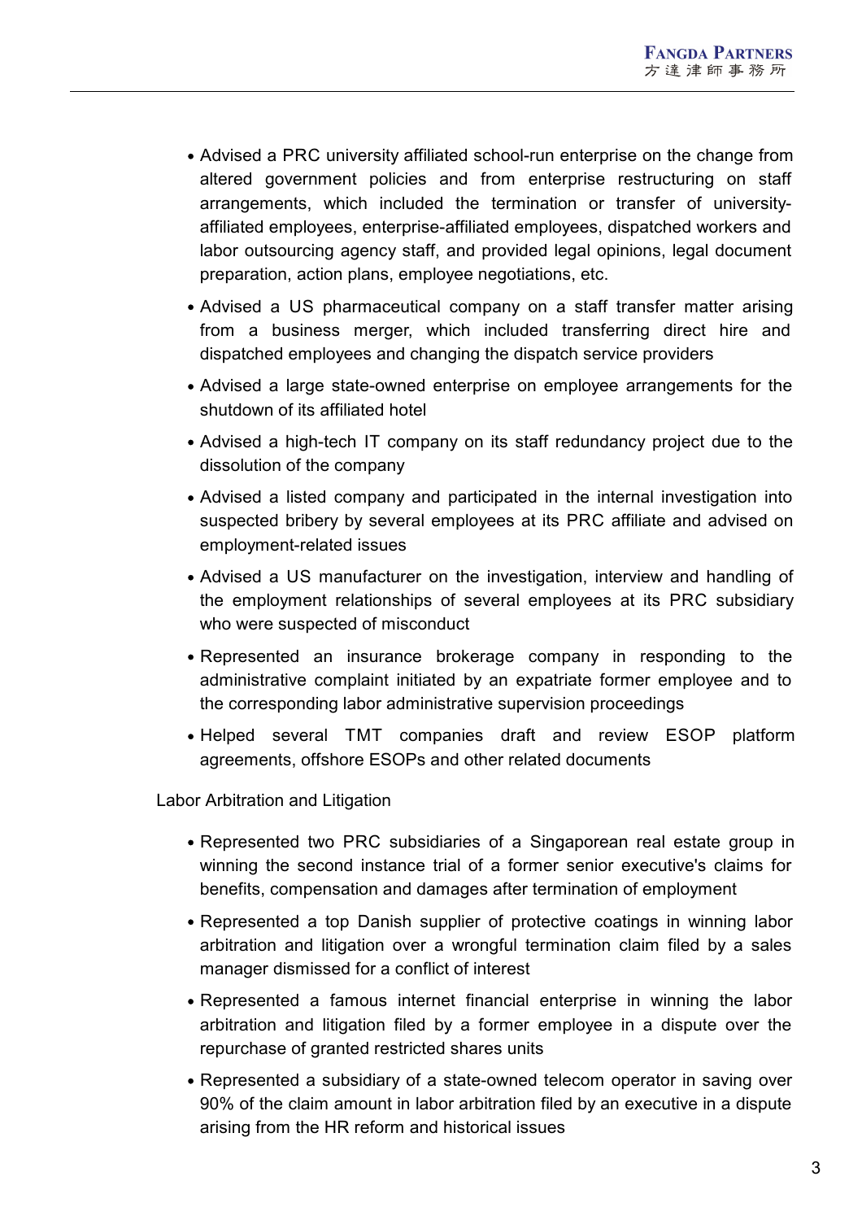- Advised a PRC university affiliated school-run enterprise on the change from altered government policies and from enterprise restructuring on staff arrangements, which included the termination or transfer of university-affiliated employees, enterprise-affiliated employees, dispatched workers and labor outsourcing agency staff, and provided legal opinions, legal document preparation, action plans, employee negotiations, etc.
- Advised a US pharmaceutical company on a staff transfer matter arising from a business merger, which included transferring direct hire and dispatched employees and changing the dispatch service providers
- Advised a large state-owned enterprise on employee arrangements for the shutdown of its affiliated hotel
- Advised a high-tech IT company on its staff redundancy project due to the dissolution of the company
- Advised a listed company and participated in the internal investigation into suspected bribery by several employees at its PRC affiliate and advised on employment-related issues
- Advised a US manufacturer on the investigation, interview and handling of the employment relationships of several employees at its PRC subsidiary who were suspected of misconduct
- Represented an insurance brokerage company in responding to the administrative complaint initiated by an expatriate former employee and to the corresponding labor administrative supervision proceedings
- Helped several TMT companies draft and review ESOP platform agreements, offshore ESOPs and other related documents

Labor Arbitration and Litigation

- Represented two PRC subsidiaries of a Singaporean real estate group in winning the second instance trial of a former senior executive's claims for benefits, compensation and damages after termination of employment
- Represented a top Danish supplier of protective coatings in winning labor arbitration and litigation over a wrongful termination claim filed by a sales manager dismissed for a conflict of interest
- Represented a famous internet financial enterprise in winning the labor arbitration and litigation filed by a former employee in a dispute over the repurchase of granted restricted shares units
- Represented a subsidiary of a state-owned telecom operator in saving over 90% of the claim amount in labor arbitration filed by an executive in a dispute arising from the HR reform and historical issues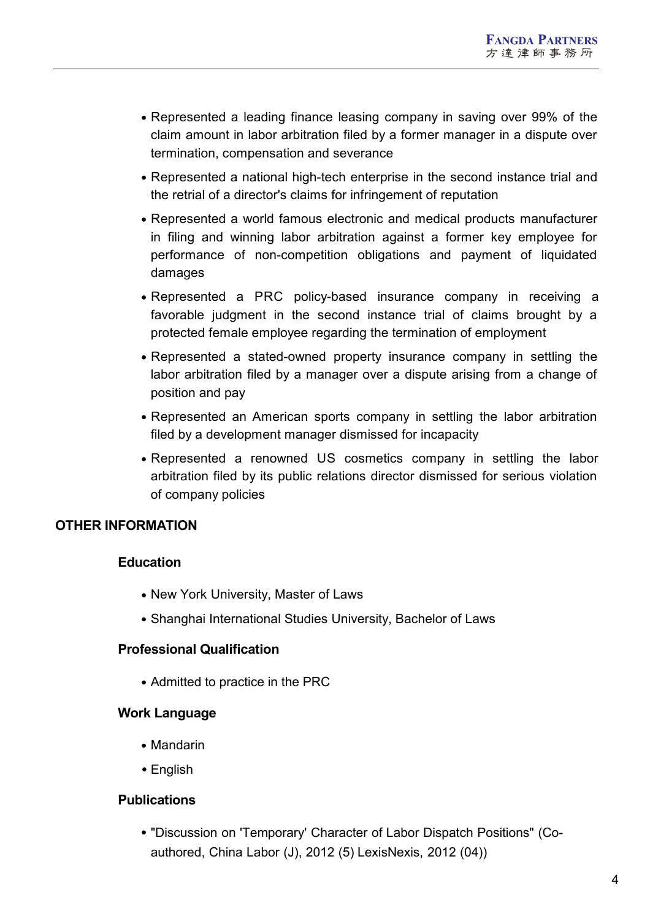- Represented a leading finance leasing company in saving over 99% of the claim amount in labor arbitration filed by a former manager in a dispute over termination, compensation and severance
- Represented a national high-tech enterprise in the second instance trial and the retrial of a director's claims for infringement of reputation
- Represented a world famous electronic and medical products manufacturer in filing and winning labor arbitration against a former key employee for performance of non-competition obligations and payment of liquidated damages
- Represented a PRC policy-based insurance company in receiving a favorable judgment in the second instance trial of claims brought by a protected female employee regarding the termination of employment
- Represented a stated-owned property insurance company in settling the labor arbitration filed by a manager over a dispute arising from a change of position and pay
- Represented an American sports company in settling the labor arbitration filed by a development manager dismissed for incapacity
- Represented a renowned US cosmetics company in settling the labor arbitration filed by its public relations director dismissed for serious violation of company policies

## OTHER INFORMATION

### Education

- New York University, Master of Laws
- Shanghai International Studies University, Bachelor of Laws

### Professional Qualification

- Admitted to practice in the PRC

### Work Language

- Mandarin
- English

### Publications

- "Discussion on 'Temporary' Character of Labor Dispatch Positions" (Co-authored, China Labor (J), 2012 (5) LexisNexis, 2012 (04))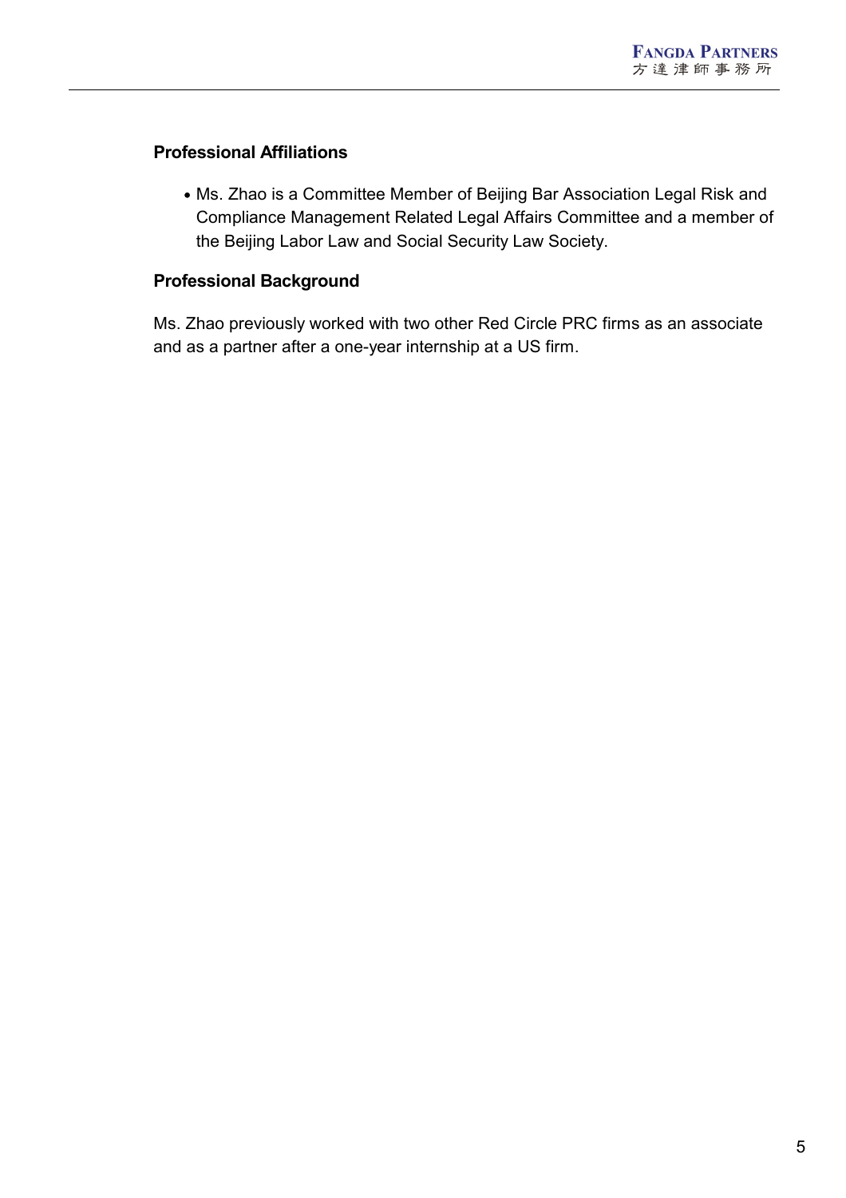### Professional Affiliations

- Ms. Zhao is a Committee Member of Beijing Bar Association Legal Risk and Compliance Management Related Legal Affairs Committee and a member of the Beijing Labor Law and Social Security Law Society.

### Professional Background

Ms. Zhao previously worked with two other Red Circle PRC firms as an associate and as a partner after a one-year internship at a US firm.